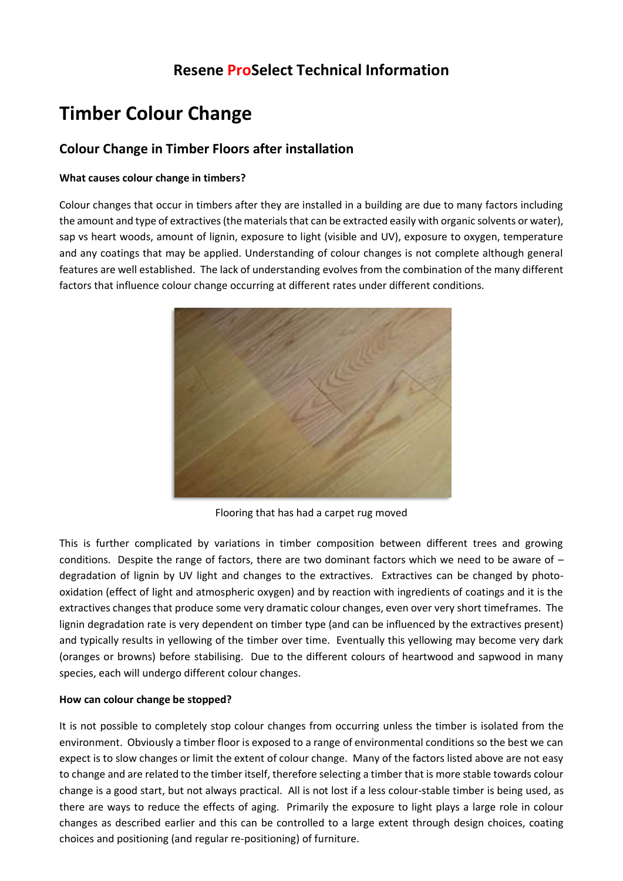## Resene ProSelect Technical Information

# Timber Colour Change

## Colour Change in Timber Floors after installation

**What causes colour change in timbers?**

Colour changes that occur in timbers after they are installed in a building are due to many factors including the amount and type of extractives (the materials that can be extracted easily with organic solvents or water), sap vs heart woods, amount of lignin, exposure to light (visible and UV), exposure to oxygen, temperature and any coatings that may be applied. Understanding of colour changes is not complete although general features are well established. The lack of understanding evolves from the combination of the many different factors that influence colour change occurring at different rates under different conditions.

Flooring that has had a carpet rug moved

This is further complicated by variations in timber composition between different trees and growing conditions. Despite the range of factors, there are two dominant factors which we need to be aware of – degradation of lignin by UV light and changes to the extractives. Extractives can be changed by photo-oxidation (effect of light and atmospheric oxygen) and by reaction with ingredients of coatings and it is the extractives changes that produce some very dramatic colour changes, even over very short timeframes. The lignin degradation rate is very dependent on timber type (and can be influenced by the extractives present) and typically results in yellowing of the timber over time. Eventually this yellowing may become very dark (oranges or browns) before stabilising. Due to the different colours of heartwood and sapwood in many species, each will undergo different colour changes.

**How can colour change be stopped?**

It is not possible to completely stop colour changes from occurring unless the timber is isolated from the environment. Obviously a timber floor is exposed to a range of environmental conditions so the best we can expect is to slow changes or limit the extent of colour change. Many of the factors listed above are not easy to change and are related to the timber itself, therefore selecting a timber that is more stable towards colour change is a good start, but not always practical. All is not lost if a less colour-stable timber is being used, as there are ways to reduce the effects of aging. Primarily the exposure to light plays a large role in colour changes as described earlier and this can be controlled to a large extent through design choices, coating choices and positioning (and regular re-positioning) of furniture.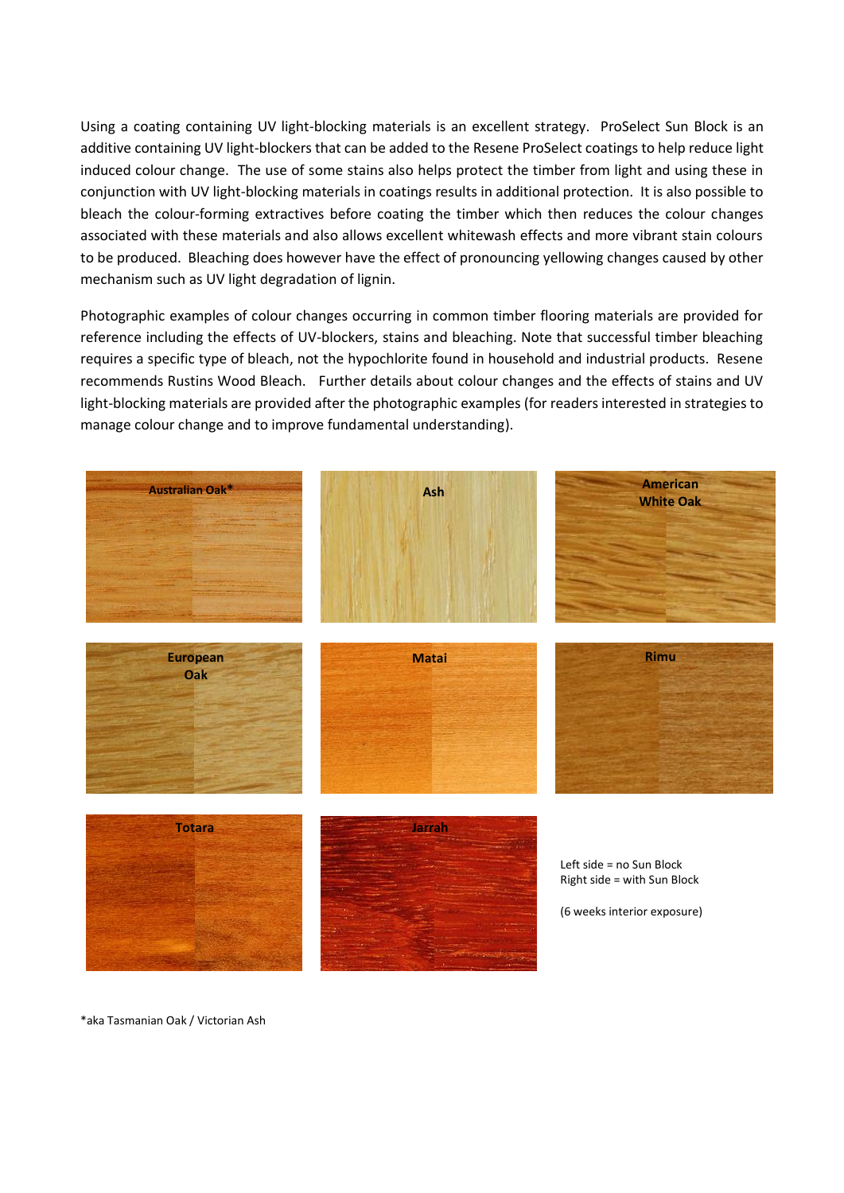Using a coating containing UV light-blocking materials is an excellent strategy. ProSelect Sun Block is an additive containing UV light-blockers that can be added to the Resene ProSelect coatings to help reduce light induced colour change. The use of some stains also helps protect the timber from light and using these in conjunction with UV light-blocking materials in coatings results in additional protection. It is also possible to bleach the colour-forming extractives before coating the timber which then reduces the colour changes associated with these materials and also allows excellent whitewash effects and more vibrant stain colours to be produced. Bleaching does however have the effect of pronouncing yellowing changes caused by other mechanism such as UV light degradation of lignin.

Photographic examples of colour changes occurring in common timber flooring materials are provided for reference including the effects of UV-blockers, stains and bleaching. Note that successful timber bleaching requires a specific type of bleach, not the hypochlorite found in household and industrial products. Resene recommends Rustins Wood Bleach. Further details about colour changes and the effects of stains and UV light-blocking materials are provided after the photographic examples (for readers interested in strategies to manage colour change and to improve fundamental understanding).

Australian Oak*

Ash

American White Oak

European Oak

Matai

Rimu

Totara

Jarrah

Left side = no Sun Block
Right side = with Sun Block

(6 weeks interior exposure)

*aka Tasmanian Oak / Victorian Ash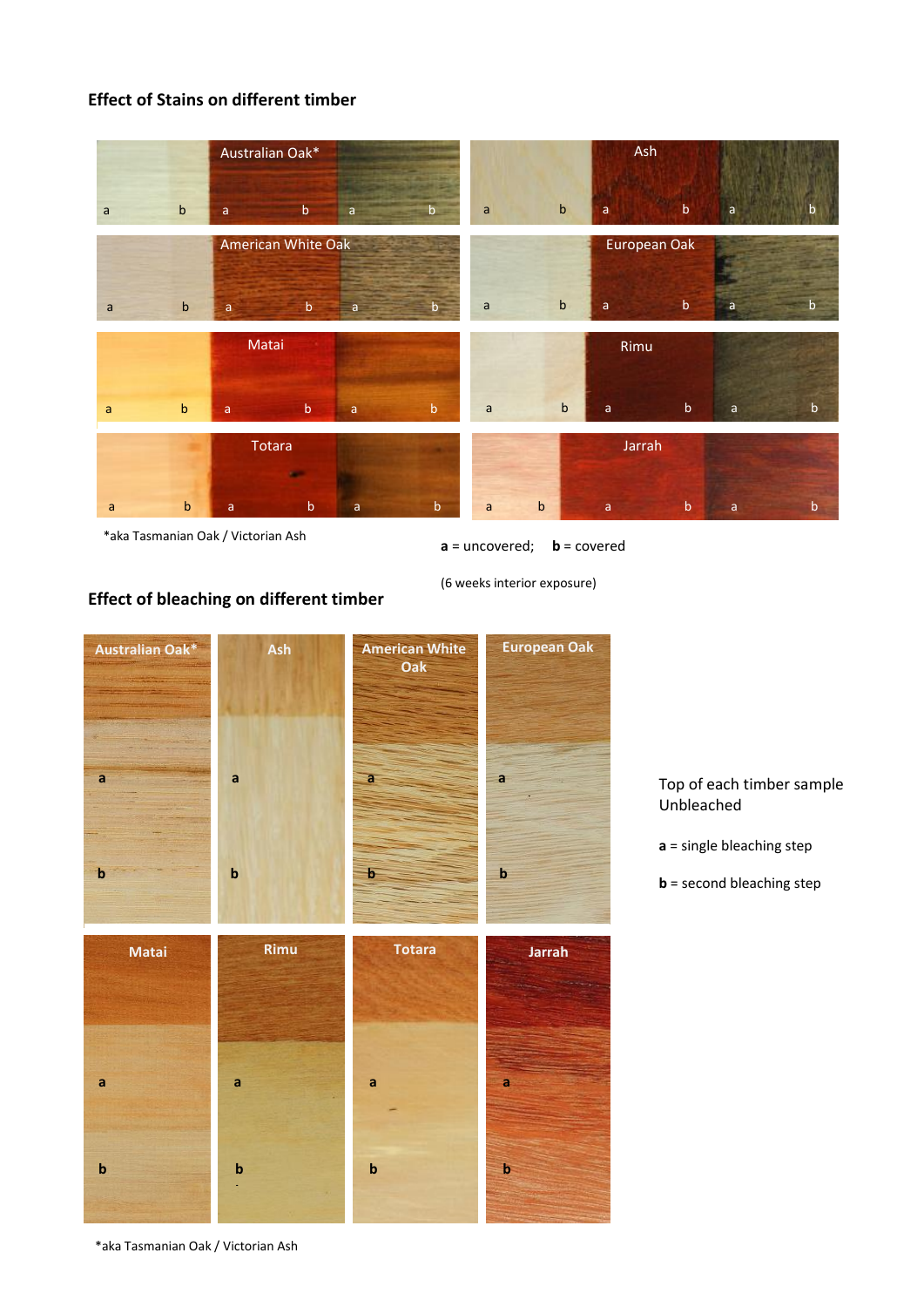## Effect of Stains on different timber

Australian Oak* | Ash | American White Oak | European Oak | Matai | Rimu | Totara | Jarrah

*aka Tasmanian Oak / Victorian Ash

**a** = uncovered; **b** = covered

(6 weeks interior exposure)

## Effect of bleaching on different timber

Australian Oak* | Ash | American White Oak | European Oak | Matai | Rimu | Totara | Jarrah

Top of each timber sample Unbleached

**a** = single bleaching step

**b** = second bleaching step

*aka Tasmanian Oak / Victorian Ash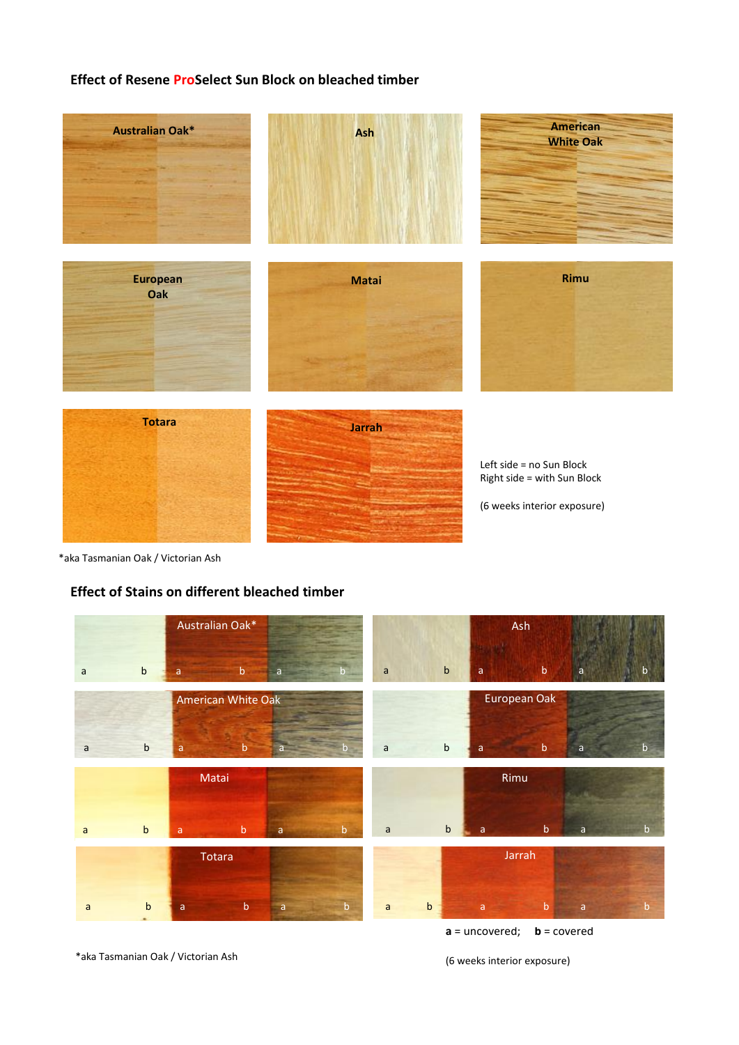## Effect of Resene ProSelect Sun Block on bleached timber

Australian Oak*

Ash

American White Oak

European Oak

Matai

Rimu

Totara

Jarrah

Left side = no Sun Block
Right side = with Sun Block

(6 weeks interior exposure)

*aka Tasmanian Oak / Victorian Ash

## Effect of Stains on different bleached timber

Australian Oak*

a b a b a b

Ash

a b a b a b

American White Oak

a b a b a b

European Oak

a b a b a b

Matai

a b a b a b

Rimu

a b a b a b

Totara

a b a b a b

Jarrah

a b a b a b

**a** = uncovered; **b** = covered

*aka Tasmanian Oak / Victorian Ash

(6 weeks interior exposure)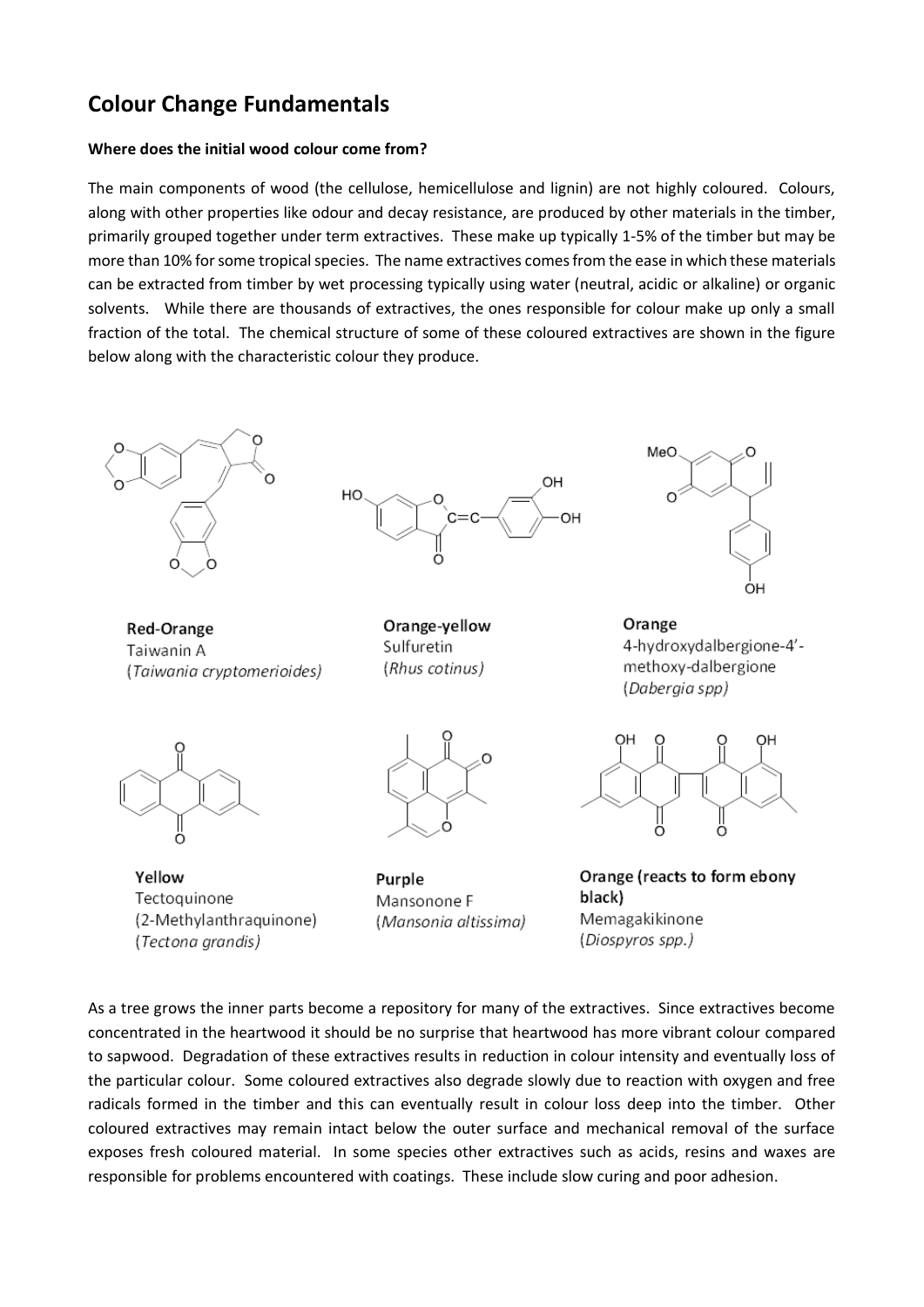## Colour Change Fundamentals

**Where does the initial wood colour come from?**

The main components of wood (the cellulose, hemicellulose and lignin) are not highly coloured. Colours, along with other properties like odour and decay resistance, are produced by other materials in the timber, primarily grouped together under term extractives. These make up typically 1-5% of the timber but may be more than 10% for some tropical species. The name extractives comes from the ease in which these materials can be extracted from timber by wet processing typically using water (neutral, acidic or alkaline) or organic solvents. While there are thousands of extractives, the ones responsible for colour make up only a small fraction of the total. The chemical structure of some of these coloured extractives are shown in the figure below along with the characteristic colour they produce.

**Red-Orange**
Taiwanin A
(*Taiwania cryptomerioides*)

**Orange-yellow**
Sulfuretin
(*Rhus cotinus*)

**Orange**
4-hydroxydalbergione-4'-methoxy-dalbergione
(*Dabergia spp*)

**Yellow**
Tectoquinone
(2-Methylanthraquinone)
(*Tectona grandis*)

**Purple**
Mansonone F
(*Mansonia altissima*)

**Orange (reacts to form ebony black)**
Memagakikinone
(*Diospyros spp.*)

As a tree grows the inner parts become a repository for many of the extractives. Since extractives become concentrated in the heartwood it should be no surprise that heartwood has more vibrant colour compared to sapwood. Degradation of these extractives results in reduction in colour intensity and eventually loss of the particular colour. Some coloured extractives also degrade slowly due to reaction with oxygen and free radicals formed in the timber and this can eventually result in colour loss deep into the timber. Other coloured extractives may remain intact below the outer surface and mechanical removal of the surface exposes fresh coloured material. In some species other extractives such as acids, resins and waxes are responsible for problems encountered with coatings. These include slow curing and poor adhesion.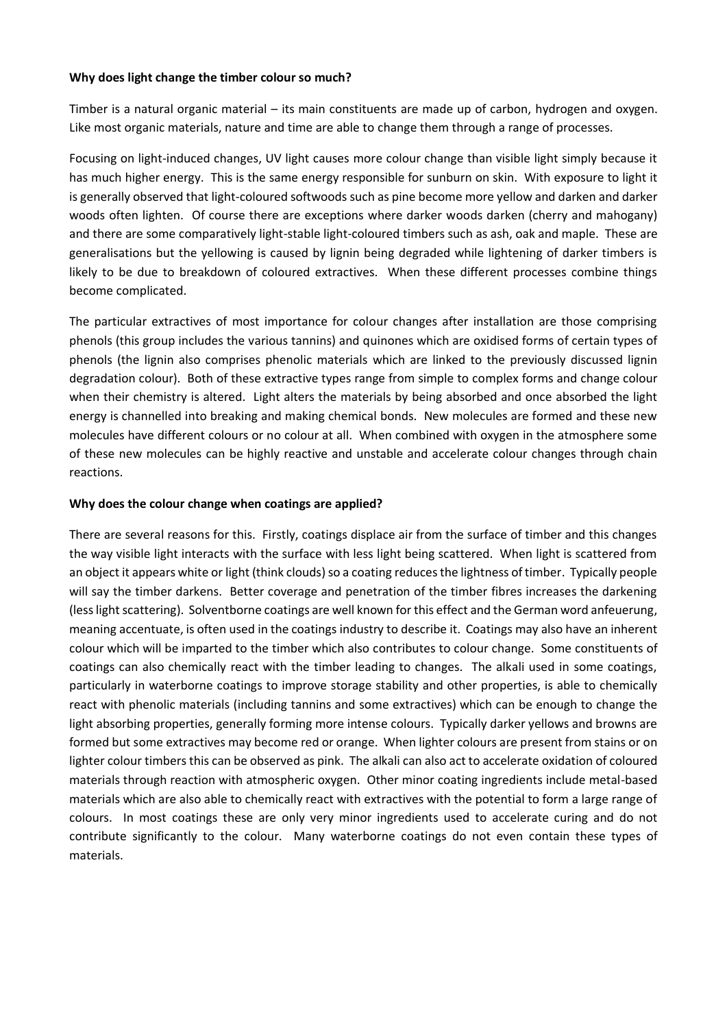**Why does light change the timber colour so much?**

Timber is a natural organic material – its main constituents are made up of carbon, hydrogen and oxygen. Like most organic materials, nature and time are able to change them through a range of processes.

Focusing on light-induced changes, UV light causes more colour change than visible light simply because it has much higher energy. This is the same energy responsible for sunburn on skin. With exposure to light it is generally observed that light-coloured softwoods such as pine become more yellow and darken and darker woods often lighten. Of course there are exceptions where darker woods darken (cherry and mahogany) and there are some comparatively light-stable light-coloured timbers such as ash, oak and maple. These are generalisations but the yellowing is caused by lignin being degraded while lightening of darker timbers is likely to be due to breakdown of coloured extractives. When these different processes combine things become complicated.

The particular extractives of most importance for colour changes after installation are those comprising phenols (this group includes the various tannins) and quinones which are oxidised forms of certain types of phenols (the lignin also comprises phenolic materials which are linked to the previously discussed lignin degradation colour). Both of these extractive types range from simple to complex forms and change colour when their chemistry is altered. Light alters the materials by being absorbed and once absorbed the light energy is channelled into breaking and making chemical bonds. New molecules are formed and these new molecules have different colours or no colour at all. When combined with oxygen in the atmosphere some of these new molecules can be highly reactive and unstable and accelerate colour changes through chain reactions.

**Why does the colour change when coatings are applied?**

There are several reasons for this. Firstly, coatings displace air from the surface of timber and this changes the way visible light interacts with the surface with less light being scattered. When light is scattered from an object it appears white or light (think clouds) so a coating reduces the lightness of timber. Typically people will say the timber darkens. Better coverage and penetration of the timber fibres increases the darkening (less light scattering). Solventborne coatings are well known for this effect and the German word anfeuerung, meaning accentuate, is often used in the coatings industry to describe it. Coatings may also have an inherent colour which will be imparted to the timber which also contributes to colour change. Some constituents of coatings can also chemically react with the timber leading to changes. The alkali used in some coatings, particularly in waterborne coatings to improve storage stability and other properties, is able to chemically react with phenolic materials (including tannins and some extractives) which can be enough to change the light absorbing properties, generally forming more intense colours. Typically darker yellows and browns are formed but some extractives may become red or orange. When lighter colours are present from stains or on lighter colour timbers this can be observed as pink. The alkali can also act to accelerate oxidation of coloured materials through reaction with atmospheric oxygen. Other minor coating ingredients include metal-based materials which are also able to chemically react with extractives with the potential to form a large range of colours. In most coatings these are only very minor ingredients used to accelerate curing and do not contribute significantly to the colour. Many waterborne coatings do not even contain these types of materials.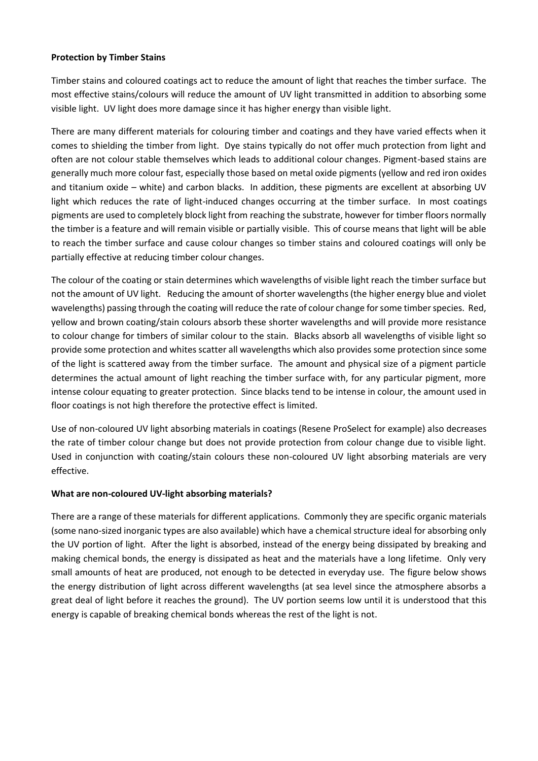**Protection by Timber Stains**

Timber stains and coloured coatings act to reduce the amount of light that reaches the timber surface. The most effective stains/colours will reduce the amount of UV light transmitted in addition to absorbing some visible light. UV light does more damage since it has higher energy than visible light.

There are many different materials for colouring timber and coatings and they have varied effects when it comes to shielding the timber from light. Dye stains typically do not offer much protection from light and often are not colour stable themselves which leads to additional colour changes. Pigment-based stains are generally much more colour fast, especially those based on metal oxide pigments (yellow and red iron oxides and titanium oxide – white) and carbon blacks. In addition, these pigments are excellent at absorbing UV light which reduces the rate of light-induced changes occurring at the timber surface. In most coatings pigments are used to completely block light from reaching the substrate, however for timber floors normally the timber is a feature and will remain visible or partially visible. This of course means that light will be able to reach the timber surface and cause colour changes so timber stains and coloured coatings will only be partially effective at reducing timber colour changes.

The colour of the coating or stain determines which wavelengths of visible light reach the timber surface but not the amount of UV light. Reducing the amount of shorter wavelengths (the higher energy blue and violet wavelengths) passing through the coating will reduce the rate of colour change for some timber species. Red, yellow and brown coating/stain colours absorb these shorter wavelengths and will provide more resistance to colour change for timbers of similar colour to the stain. Blacks absorb all wavelengths of visible light so provide some protection and whites scatter all wavelengths which also provides some protection since some of the light is scattered away from the timber surface. The amount and physical size of a pigment particle determines the actual amount of light reaching the timber surface with, for any particular pigment, more intense colour equating to greater protection. Since blacks tend to be intense in colour, the amount used in floor coatings is not high therefore the protective effect is limited.

Use of non-coloured UV light absorbing materials in coatings (Resene ProSelect for example) also decreases the rate of timber colour change but does not provide protection from colour change due to visible light. Used in conjunction with coating/stain colours these non-coloured UV light absorbing materials are very effective.

**What are non-coloured UV-light absorbing materials?**

There are a range of these materials for different applications. Commonly they are specific organic materials (some nano-sized inorganic types are also available) which have a chemical structure ideal for absorbing only the UV portion of light. After the light is absorbed, instead of the energy being dissipated by breaking and making chemical bonds, the energy is dissipated as heat and the materials have a long lifetime. Only very small amounts of heat are produced, not enough to be detected in everyday use. The figure below shows the energy distribution of light across different wavelengths (at sea level since the atmosphere absorbs a great deal of light before it reaches the ground). The UV portion seems low until it is understood that this energy is capable of breaking chemical bonds whereas the rest of the light is not.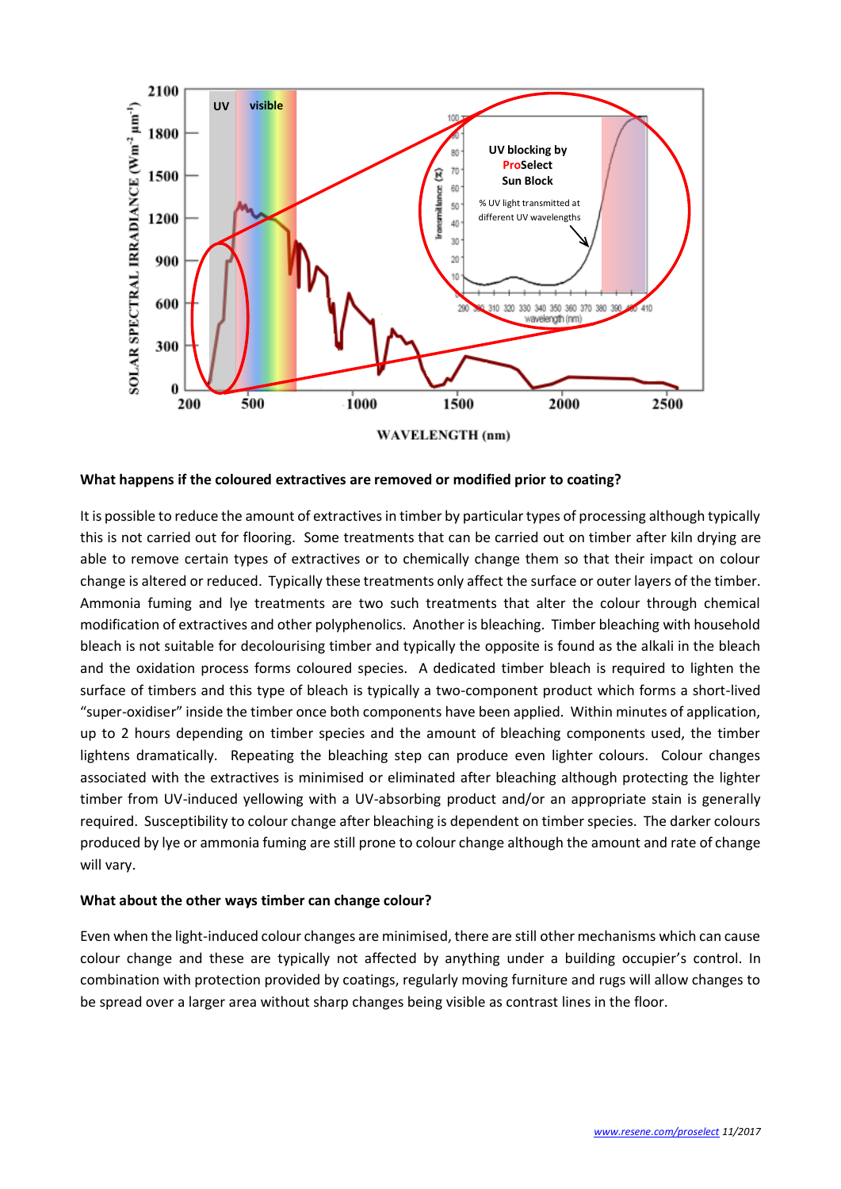2100
1800
1500
1200
900
600
300
0

SOLAR SPECTRAL IRRADIANCE (Wm$^{-2}$ μm$^{-1}$)

UV

visible

200 500 1000 1500 2000 2500

WAVELENGTH (nm)

UV blocking by ProSelect Sun Block

% UV light transmitted at different UV wavelengths

Transmittance (%)

100 90 80 70 60 50 40 30 20 10

290 300 310 320 330 340 350 360 370 380 390 400 410

wavelength (nm)

**What happens if the coloured extractives are removed or modified prior to coating?**

It is possible to reduce the amount of extractives in timber by particular types of processing although typically this is not carried out for flooring. Some treatments that can be carried out on timber after kiln drying are able to remove certain types of extractives or to chemically change them so that their impact on colour change is altered or reduced. Typically these treatments only affect the surface or outer layers of the timber. Ammonia fuming and lye treatments are two such treatments that alter the colour through chemical modification of extractives and other polyphenolics. Another is bleaching. Timber bleaching with household bleach is not suitable for decolourising timber and typically the opposite is found as the alkali in the bleach and the oxidation process forms coloured species. A dedicated timber bleach is required to lighten the surface of timbers and this type of bleach is typically a two-component product which forms a short-lived "super-oxidiser" inside the timber once both components have been applied. Within minutes of application, up to 2 hours depending on timber species and the amount of bleaching components used, the timber lightens dramatically. Repeating the bleaching step can produce even lighter colours. Colour changes associated with the extractives is minimised or eliminated after bleaching although protecting the lighter timber from UV-induced yellowing with a UV-absorbing product and/or an appropriate stain is generally required. Susceptibility to colour change after bleaching is dependent on timber species. The darker colours produced by lye or ammonia fuming are still prone to colour change although the amount and rate of change will vary.

**What about the other ways timber can change colour?**

Even when the light-induced colour changes are minimised, there are still other mechanisms which can cause colour change and these are typically not affected by anything under a building occupier's control. In combination with protection provided by coatings, regularly moving furniture and rugs will allow changes to be spread over a larger area without sharp changes being visible as contrast lines in the floor.